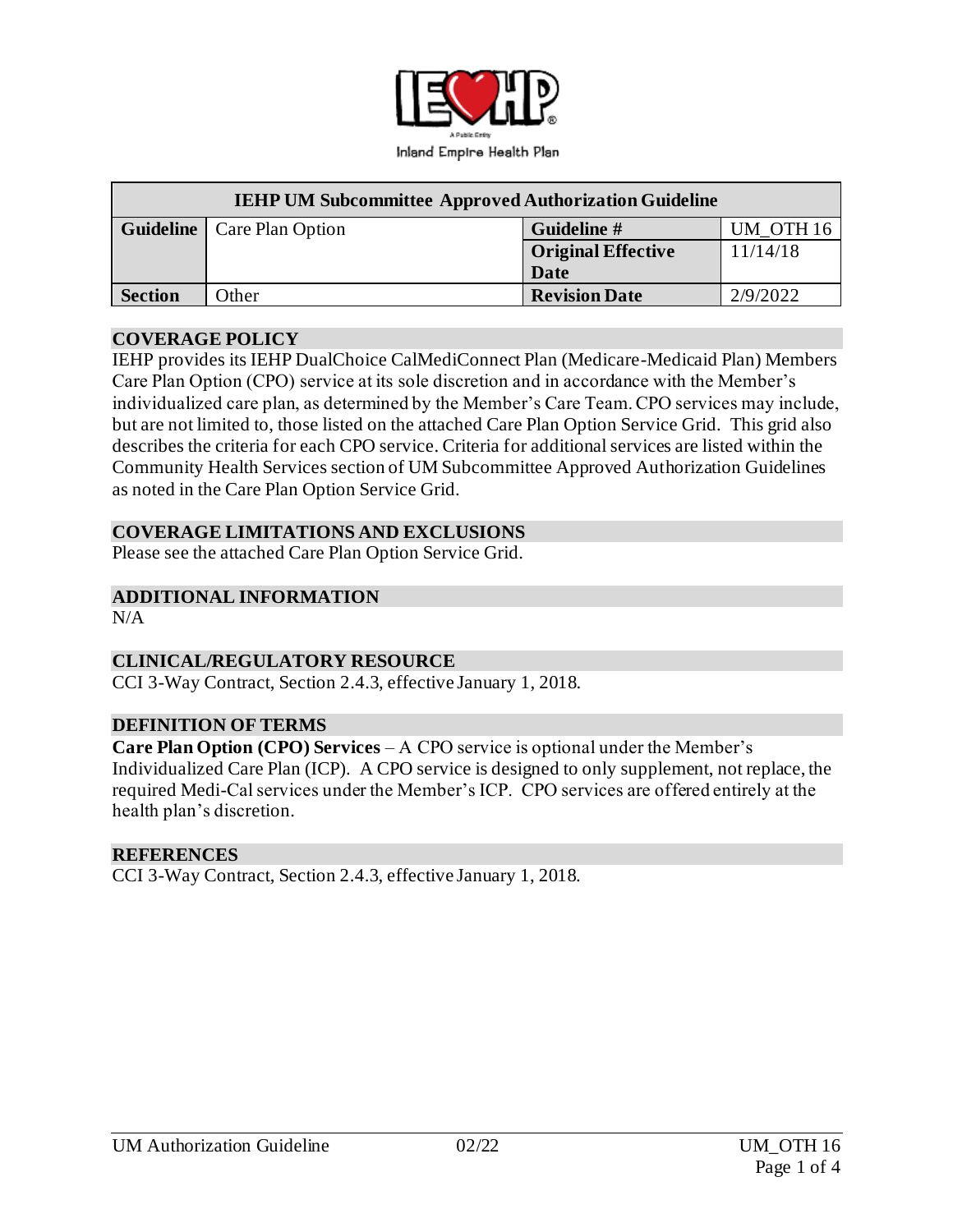Inland Empire Health Plan

| IEHP UM Subcommittee Approved Authorization Guideline | | | |
|---|---|---|---|
| **Guideline** | Care Plan Option | **Guideline #** | UM_OTH 16 |
| | | **Original Effective Date** | 11/14/18 |
| **Section** | Other | **Revision Date** | 2/9/2022 |

## COVERAGE POLICY

IEHP provides its IEHP DualChoice CalMediConnect Plan (Medicare-Medicaid Plan) Members Care Plan Option (CPO) service at its sole discretion and in accordance with the Member's individualized care plan, as determined by the Member's Care Team. CPO services may include, but are not limited to, those listed on the attached Care Plan Option Service Grid. This grid also describes the criteria for each CPO service. Criteria for additional services are listed within the Community Health Services section of UM Subcommittee Approved Authorization Guidelines as noted in the Care Plan Option Service Grid.

## COVERAGE LIMITATIONS AND EXCLUSIONS

Please see the attached Care Plan Option Service Grid.

## ADDITIONAL INFORMATION

N/A

## CLINICAL/REGULATORY RESOURCE

CCI 3-Way Contract, Section 2.4.3, effective January 1, 2018.

## DEFINITION OF TERMS

**Care Plan Option (CPO) Services** – A CPO service is optional under the Member's Individualized Care Plan (ICP). A CPO service is designed to only supplement, not replace, the required Medi-Cal services under the Member's ICP. CPO services are offered entirely at the health plan's discretion.

## REFERENCES

CCI 3-Way Contract, Section 2.4.3, effective January 1, 2018.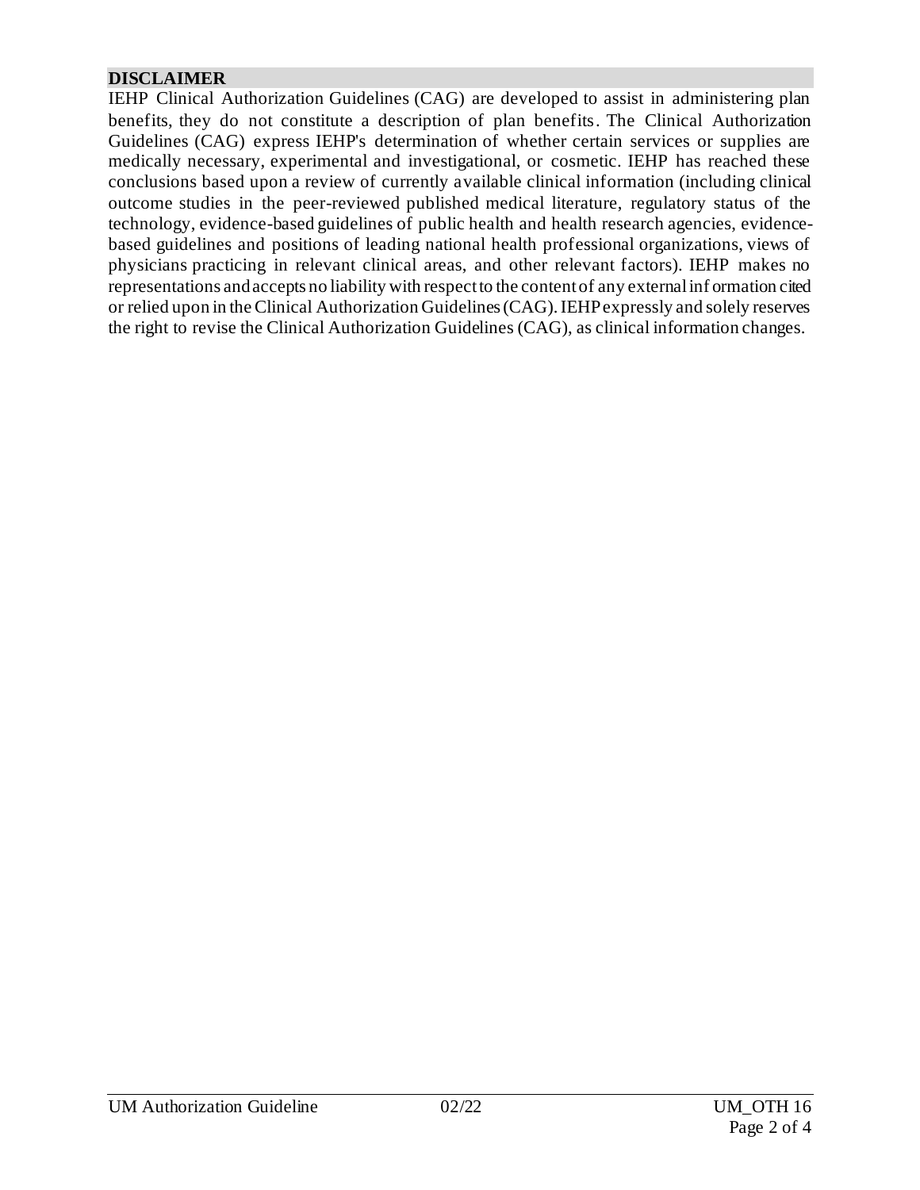## DISCLAIMER

IEHP Clinical Authorization Guidelines (CAG) are developed to assist in administering plan benefits, they do not constitute a description of plan benefits. The Clinical Authorization Guidelines (CAG) express IEHP's determination of whether certain services or supplies are medically necessary, experimental and investigational, or cosmetic. IEHP has reached these conclusions based upon a review of currently available clinical information (including clinical outcome studies in the peer-reviewed published medical literature, regulatory status of the technology, evidence-based guidelines of public health and health research agencies, evidence-based guidelines and positions of leading national health professional organizations, views of physicians practicing in relevant clinical areas, and other relevant factors). IEHP makes no representations and accepts no liability with respect to the content of any external information cited or relied upon in the Clinical Authorization Guidelines (CAG). IEHP expressly and solely reserves the right to revise the Clinical Authorization Guidelines (CAG), as clinical information changes.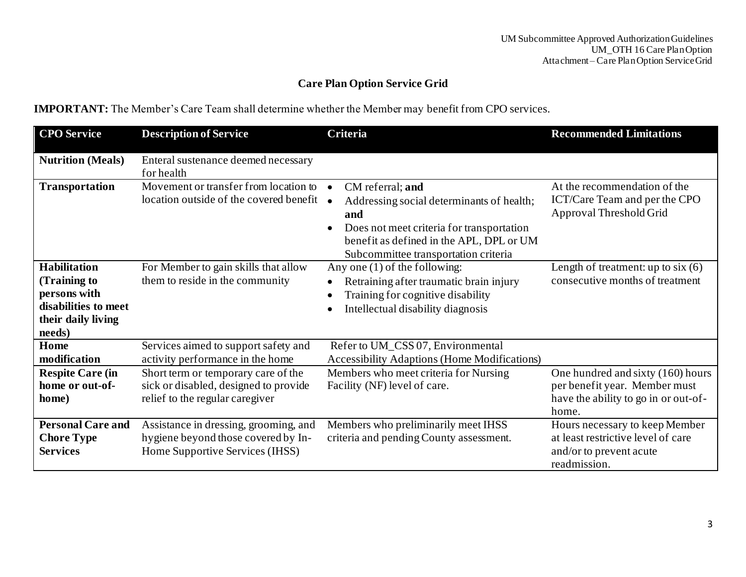# Care Plan Option Service Grid

**IMPORTANT:** The Member's Care Team shall determine whether the Member may benefit from CPO services.

| CPO Service | Description of Service | Criteria | Recommended Limitations |
|---|---|---|---|
| **Nutrition (Meals)** | Enteral sustenance deemed necessary for health | | |
| **Transportation** | Movement or transfer from location to location outside of the covered benefit | • CM referral; **and**<br>• Addressing social determinants of health; **and**<br>• Does not meet criteria for transportation benefit as defined in the APL, DPL or UM Subcommittee transportation criteria | At the recommendation of the ICT/Care Team and per the CPO Approval Threshold Grid |
| **Habilitation (Training to persons with disabilities to meet their daily living needs)** | For Member to gain skills that allow them to reside in the community | Any one (1) of the following:<br>• Retraining after traumatic brain injury<br>• Training for cognitive disability<br>• Intellectual disability diagnosis | Length of treatment: up to six (6) consecutive months of treatment |
| **Home modification** | Services aimed to support safety and activity performance in the home | Refer to UM_CSS 07, Environmental Accessibility Adaptions (Home Modifications) | |
| **Respite Care (in home or out-of-home)** | Short term or temporary care of the sick or disabled, designed to provide relief to the regular caregiver | Members who meet criteria for Nursing Facility (NF) level of care. | One hundred and sixty (160) hours per benefit year. Member must have the ability to go in or out-of-home. |
| **Personal Care and Chore Type Services** | Assistance in dressing, grooming, and hygiene beyond those covered by In-Home Supportive Services (IHSS) | Members who preliminarily meet IHSS criteria and pending County assessment. | Hours necessary to keep Member at least restrictive level of care and/or to prevent acute readmission. |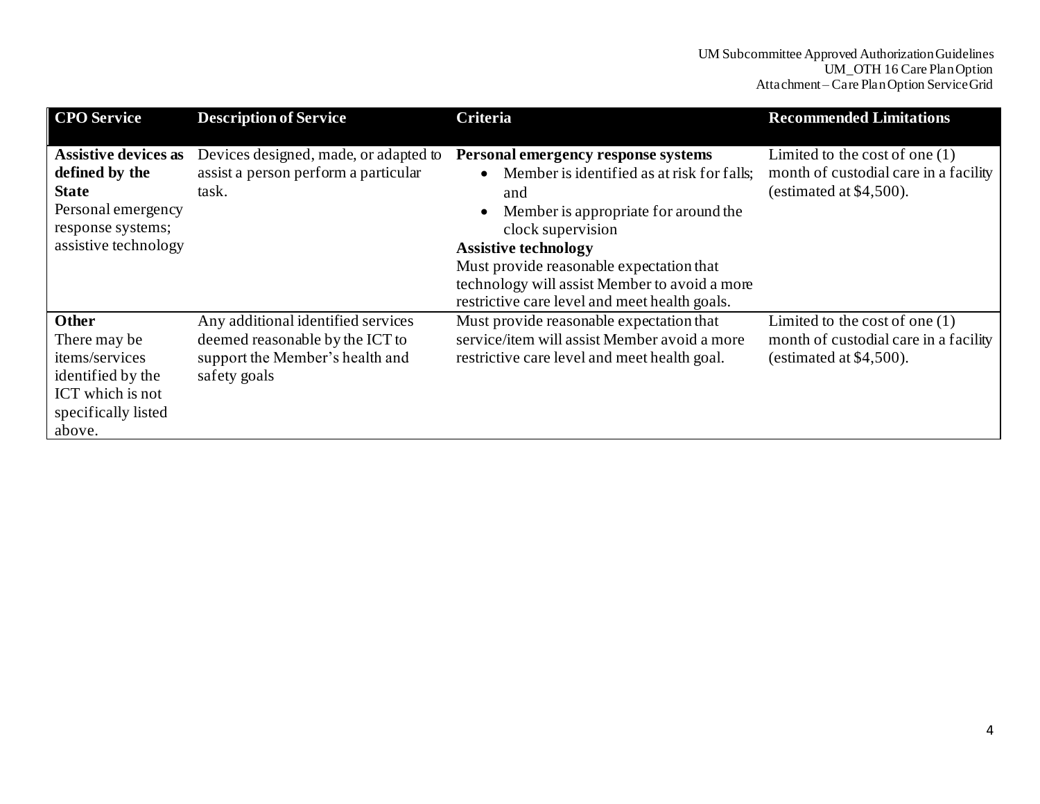| CPO Service | Description of Service | Criteria | Recommended Limitations |
|---|---|---|---|
| **Assistive devices as defined by the State**<br>Personal emergency response systems; assistive technology | Devices designed, made, or adapted to assist a person perform a particular task. | **Personal emergency response systems**<br>• Member is identified as at risk for falls; and<br>• Member is appropriate for around the clock supervision<br>**Assistive technology**<br>Must provide reasonable expectation that technology will assist Member to avoid a more restrictive care level and meet health goals. | Limited to the cost of one (1) month of custodial care in a facility (estimated at $4,500). |
| **Other**<br>There may be items/services identified by the ICT which is not specifically listed above. | Any additional identified services deemed reasonable by the ICT to support the Member's health and safety goals | Must provide reasonable expectation that service/item will assist Member avoid a more restrictive care level and meet health goal. | Limited to the cost of one (1) month of custodial care in a facility (estimated at $4,500). |